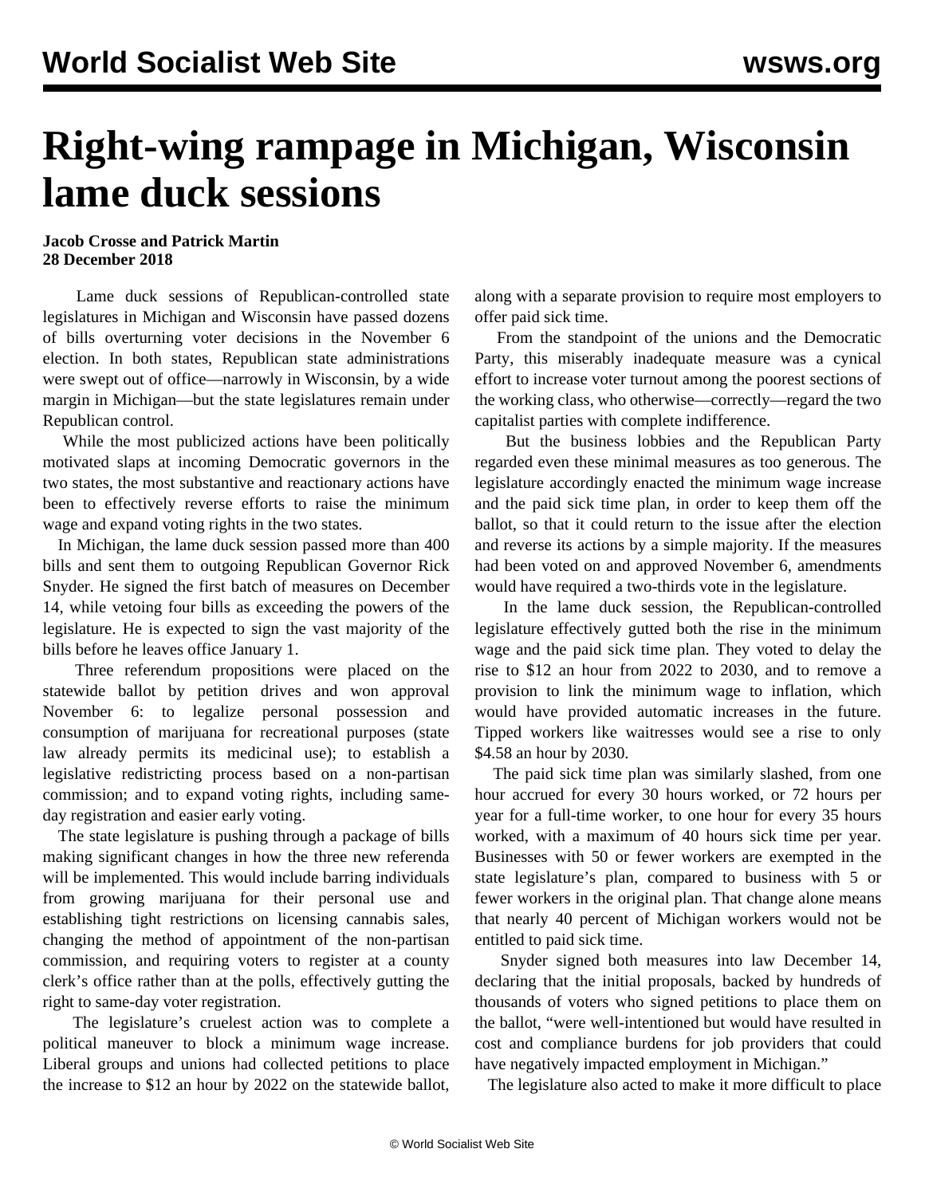# Right-wing rampage in Michigan, Wisconsin lame duck sessions

**Jacob Crosse and Patrick Martin**
**28 December 2018**

Lame duck sessions of Republican-controlled state legislatures in Michigan and Wisconsin have passed dozens of bills overturning voter decisions in the November 6 election. In both states, Republican state administrations were swept out of office—narrowly in Wisconsin, by a wide margin in Michigan—but the state legislatures remain under Republican control.

While the most publicized actions have been politically motivated slaps at incoming Democratic governors in the two states, the most substantive and reactionary actions have been to effectively reverse efforts to raise the minimum wage and expand voting rights in the two states.

In Michigan, the lame duck session passed more than 400 bills and sent them to outgoing Republican Governor Rick Snyder. He signed the first batch of measures on December 14, while vetoing four bills as exceeding the powers of the legislature. He is expected to sign the vast majority of the bills before he leaves office January 1.

Three referendum propositions were placed on the statewide ballot by petition drives and won approval November 6: to legalize personal possession and consumption of marijuana for recreational purposes (state law already permits its medicinal use); to establish a legislative redistricting process based on a non-partisan commission; and to expand voting rights, including same-day registration and easier early voting.

The state legislature is pushing through a package of bills making significant changes in how the three new referenda will be implemented. This would include barring individuals from growing marijuana for their personal use and establishing tight restrictions on licensing cannabis sales, changing the method of appointment of the non-partisan commission, and requiring voters to register at a county clerk's office rather than at the polls, effectively gutting the right to same-day voter registration.

The legislature's cruelest action was to complete a political maneuver to block a minimum wage increase. Liberal groups and unions had collected petitions to place the increase to $12 an hour by 2022 on the statewide ballot, along with a separate provision to require most employers to offer paid sick time.

From the standpoint of the unions and the Democratic Party, this miserably inadequate measure was a cynical effort to increase voter turnout among the poorest sections of the working class, who otherwise—correctly—regard the two capitalist parties with complete indifference.

But the business lobbies and the Republican Party regarded even these minimal measures as too generous. The legislature accordingly enacted the minimum wage increase and the paid sick time plan, in order to keep them off the ballot, so that it could return to the issue after the election and reverse its actions by a simple majority. If the measures had been voted on and approved November 6, amendments would have required a two-thirds vote in the legislature.

In the lame duck session, the Republican-controlled legislature effectively gutted both the rise in the minimum wage and the paid sick time plan. They voted to delay the rise to $12 an hour from 2022 to 2030, and to remove a provision to link the minimum wage to inflation, which would have provided automatic increases in the future. Tipped workers like waitresses would see a rise to only $4.58 an hour by 2030.

The paid sick time plan was similarly slashed, from one hour accrued for every 30 hours worked, or 72 hours per year for a full-time worker, to one hour for every 35 hours worked, with a maximum of 40 hours sick time per year. Businesses with 50 or fewer workers are exempted in the state legislature's plan, compared to business with 5 or fewer workers in the original plan. That change alone means that nearly 40 percent of Michigan workers would not be entitled to paid sick time.

Snyder signed both measures into law December 14, declaring that the initial proposals, backed by hundreds of thousands of voters who signed petitions to place them on the ballot, "were well-intentioned but would have resulted in cost and compliance burdens for job providers that could have negatively impacted employment in Michigan."

The legislature also acted to make it more difficult to place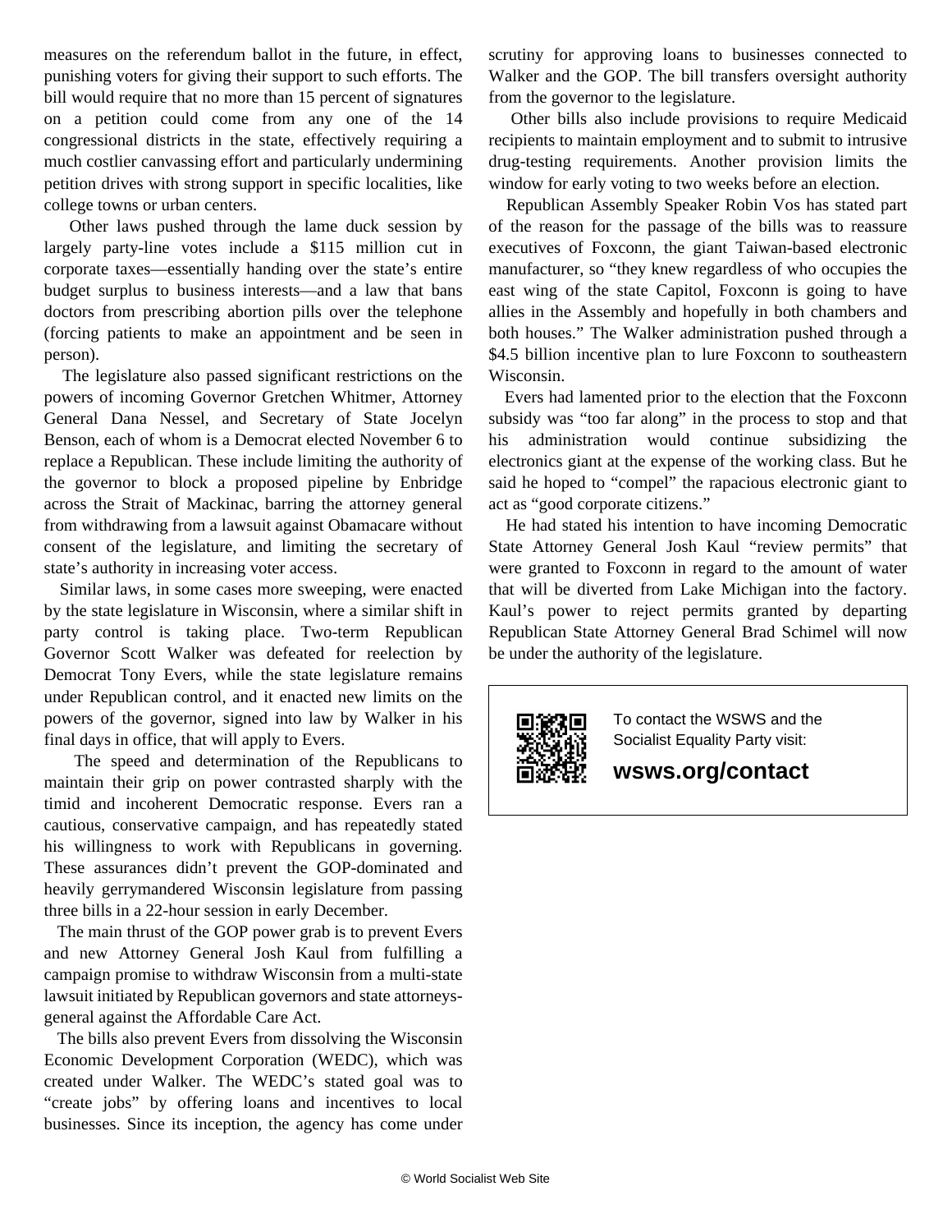measures on the referendum ballot in the future, in effect, punishing voters for giving their support to such efforts. The bill would require that no more than 15 percent of signatures on a petition could come from any one of the 14 congressional districts in the state, effectively requiring a much costlier canvassing effort and particularly undermining petition drives with strong support in specific localities, like college towns or urban centers.

Other laws pushed through the lame duck session by largely party-line votes include a $115 million cut in corporate taxes—essentially handing over the state's entire budget surplus to business interests—and a law that bans doctors from prescribing abortion pills over the telephone (forcing patients to make an appointment and be seen in person).

The legislature also passed significant restrictions on the powers of incoming Governor Gretchen Whitmer, Attorney General Dana Nessel, and Secretary of State Jocelyn Benson, each of whom is a Democrat elected November 6 to replace a Republican. These include limiting the authority of the governor to block a proposed pipeline by Enbridge across the Strait of Mackinac, barring the attorney general from withdrawing from a lawsuit against Obamacare without consent of the legislature, and limiting the secretary of state's authority in increasing voter access.

Similar laws, in some cases more sweeping, were enacted by the state legislature in Wisconsin, where a similar shift in party control is taking place. Two-term Republican Governor Scott Walker was defeated for reelection by Democrat Tony Evers, while the state legislature remains under Republican control, and it enacted new limits on the powers of the governor, signed into law by Walker in his final days in office, that will apply to Evers.

The speed and determination of the Republicans to maintain their grip on power contrasted sharply with the timid and incoherent Democratic response. Evers ran a cautious, conservative campaign, and has repeatedly stated his willingness to work with Republicans in governing. These assurances didn't prevent the GOP-dominated and heavily gerrymandered Wisconsin legislature from passing three bills in a 22-hour session in early December.

The main thrust of the GOP power grab is to prevent Evers and new Attorney General Josh Kaul from fulfilling a campaign promise to withdraw Wisconsin from a multi-state lawsuit initiated by Republican governors and state attorneys-general against the Affordable Care Act.

The bills also prevent Evers from dissolving the Wisconsin Economic Development Corporation (WEDC), which was created under Walker. The WEDC's stated goal was to "create jobs" by offering loans and incentives to local businesses. Since its inception, the agency has come under scrutiny for approving loans to businesses connected to Walker and the GOP. The bill transfers oversight authority from the governor to the legislature.

Other bills also include provisions to require Medicaid recipients to maintain employment and to submit to intrusive drug-testing requirements. Another provision limits the window for early voting to two weeks before an election.

Republican Assembly Speaker Robin Vos has stated part of the reason for the passage of the bills was to reassure executives of Foxconn, the giant Taiwan-based electronic manufacturer, so "they knew regardless of who occupies the east wing of the state Capitol, Foxconn is going to have allies in the Assembly and hopefully in both chambers and both houses." The Walker administration pushed through a $4.5 billion incentive plan to lure Foxconn to southeastern Wisconsin.

Evers had lamented prior to the election that the Foxconn subsidy was "too far along" in the process to stop and that his administration would continue subsidizing the electronics giant at the expense of the working class. But he said he hoped to "compel" the rapacious electronic giant to act as "good corporate citizens."

He had stated his intention to have incoming Democratic State Attorney General Josh Kaul "review permits" that were granted to Foxconn in regard to the amount of water that will be diverted from Lake Michigan into the factory. Kaul's power to reject permits granted by departing Republican State Attorney General Brad Schimel will now be under the authority of the legislature.

To contact the WSWS and the Socialist Equality Party visit:

**wsws.org/contact**